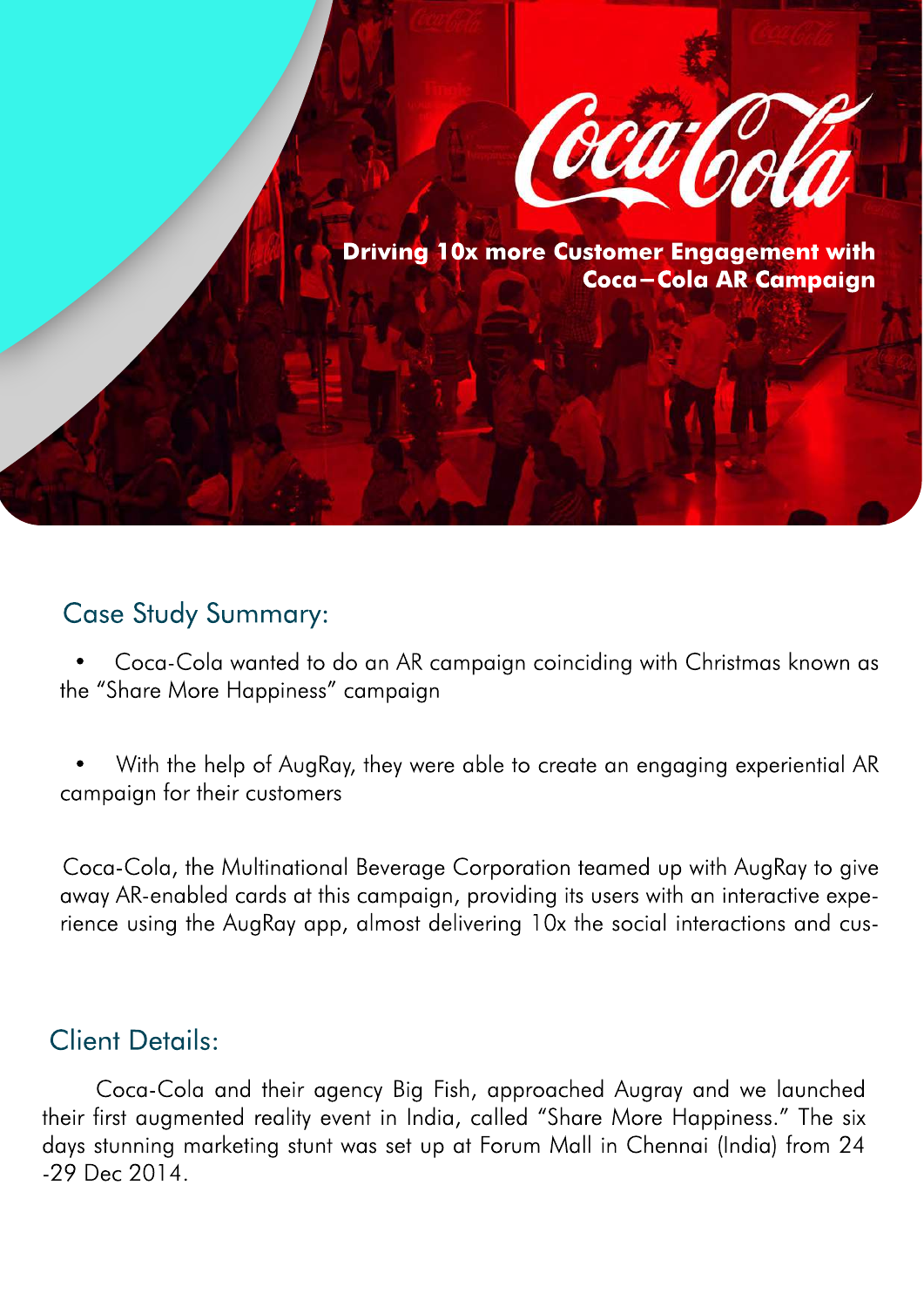# Driving 10x more Customer Engagement with Coca–Cola AR Campaign

## Case Study Summary:

- Coca-Cola wanted to do an AR campaign coinciding with Christmas known as the "Share More Happiness" campaign
- With the help of AugRay, they were able to create an engaging experiential AR campaign for their customers

Coca-Cola, the Multinational Beverage Corporation teamed up with AugRay to give away AR-enabled cards at this campaign, providing its users with an interactive experience using the AugRay app, almost delivering 10x the social interactions and cus-

## Client Details:

Coca-Cola and their agency Big Fish, approached Augray and we launched their first augmented reality event in India, called "Share More Happiness." The six days stunning marketing stunt was set up at Forum Mall in Chennai (India) from 24 -29 Dec 2014.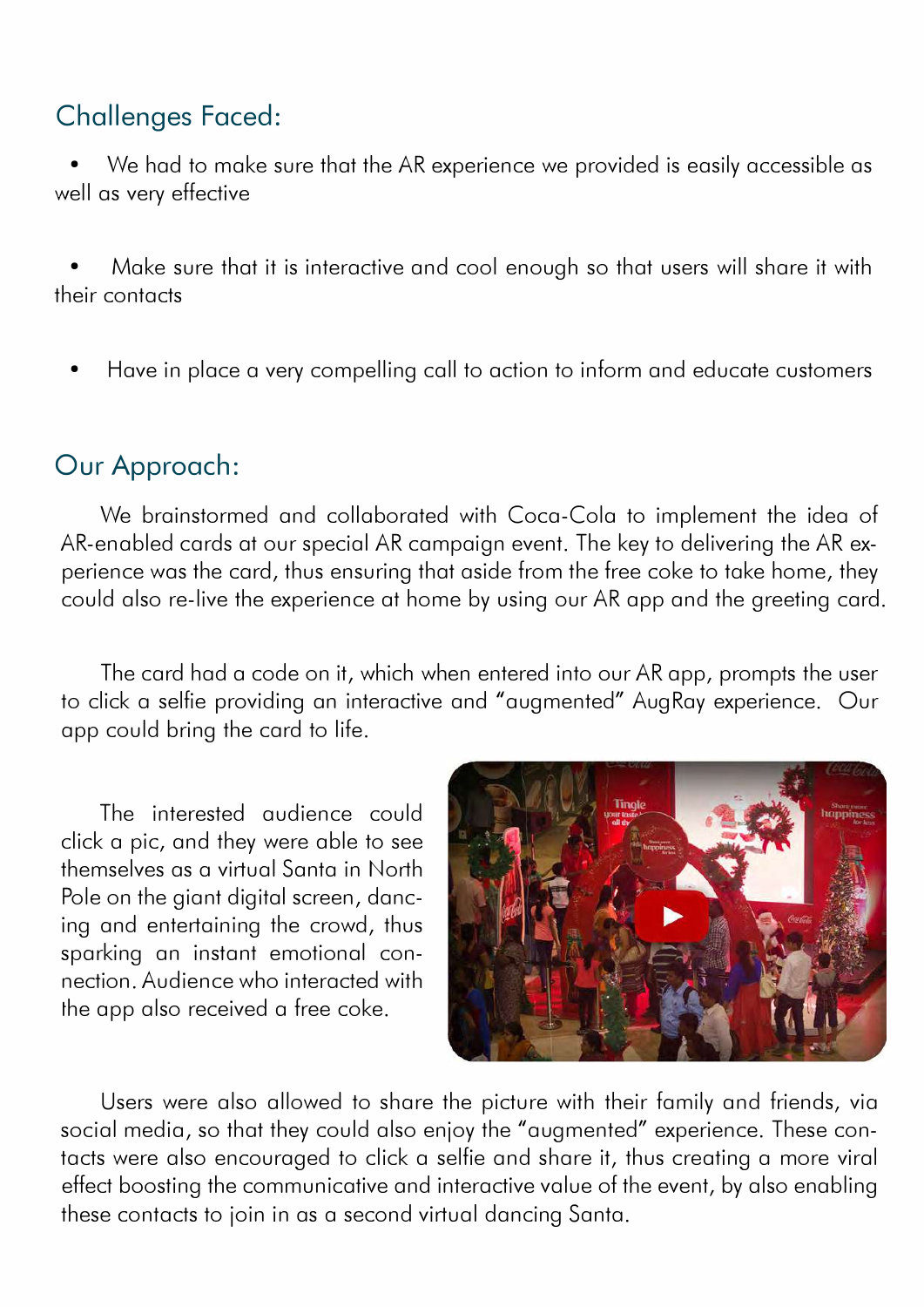## Challenges Faced:

- We had to make sure that the AR experience we provided is easily accessible as well as very effective
- Make sure that it is interactive and cool enough so that users will share it with their contacts
- Have in place a very compelling call to action to inform and educate customers

## Our Approach:

We brainstormed and collaborated with Coca-Cola to implement the idea of AR-enabled cards at our special AR campaign event. The key to delivering the AR experience was the card, thus ensuring that aside from the free coke to take home, they could also re-live the experience at home by using our AR app and the greeting card.

The card had a code on it, which when entered into our AR app, prompts the user to click a selfie providing an interactive and "augmented" AugRay experience. Our app could bring the card to life.

The interested audience could click a pic, and they were able to see themselves as a virtual Santa in North Pole on the giant digital screen, dancing and entertaining the crowd, thus sparking an instant emotional connection. Audience who interacted with the app also received a free coke.

Users were also allowed to share the picture with their family and friends, via social media, so that they could also enjoy the "augmented" experience. These contacts were also encouraged to click a selfie and share it, thus creating a more viral effect boosting the communicative and interactive value of the event, by also enabling these contacts to join in as a second virtual dancing Santa.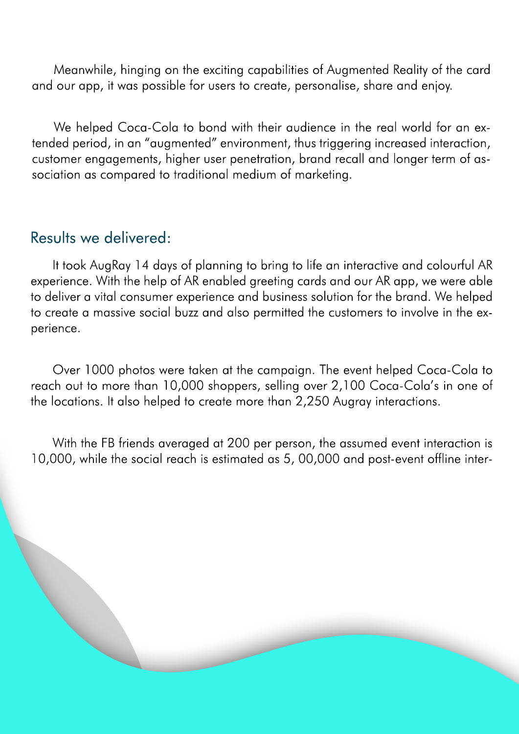Meanwhile, hinging on the exciting capabilities of Augmented Reality of the card and our app, it was possible for users to create, personalise, share and enjoy.

We helped Coca-Cola to bond with their audience in the real world for an extended period, in an "augmented" environment, thus triggering increased interaction, customer engagements, higher user penetration, brand recall and longer term of association as compared to traditional medium of marketing.

## Results we delivered:

It took AugRay 14 days of planning to bring to life an interactive and colourful AR experience. With the help of AR enabled greeting cards and our AR app, we were able to deliver a vital consumer experience and business solution for the brand. We helped to create a massive social buzz and also permitted the customers to involve in the experience.

Over 1000 photos were taken at the campaign. The event helped Coca-Cola to reach out to more than 10,000 shoppers, selling over 2,100 Coca-Cola's in one of the locations. It also helped to create more than 2,250 Augray interactions.

With the FB friends averaged at 200 per person, the assumed event interaction is 10,000, while the social reach is estimated as 5, 00,000 and post-event offline inter-